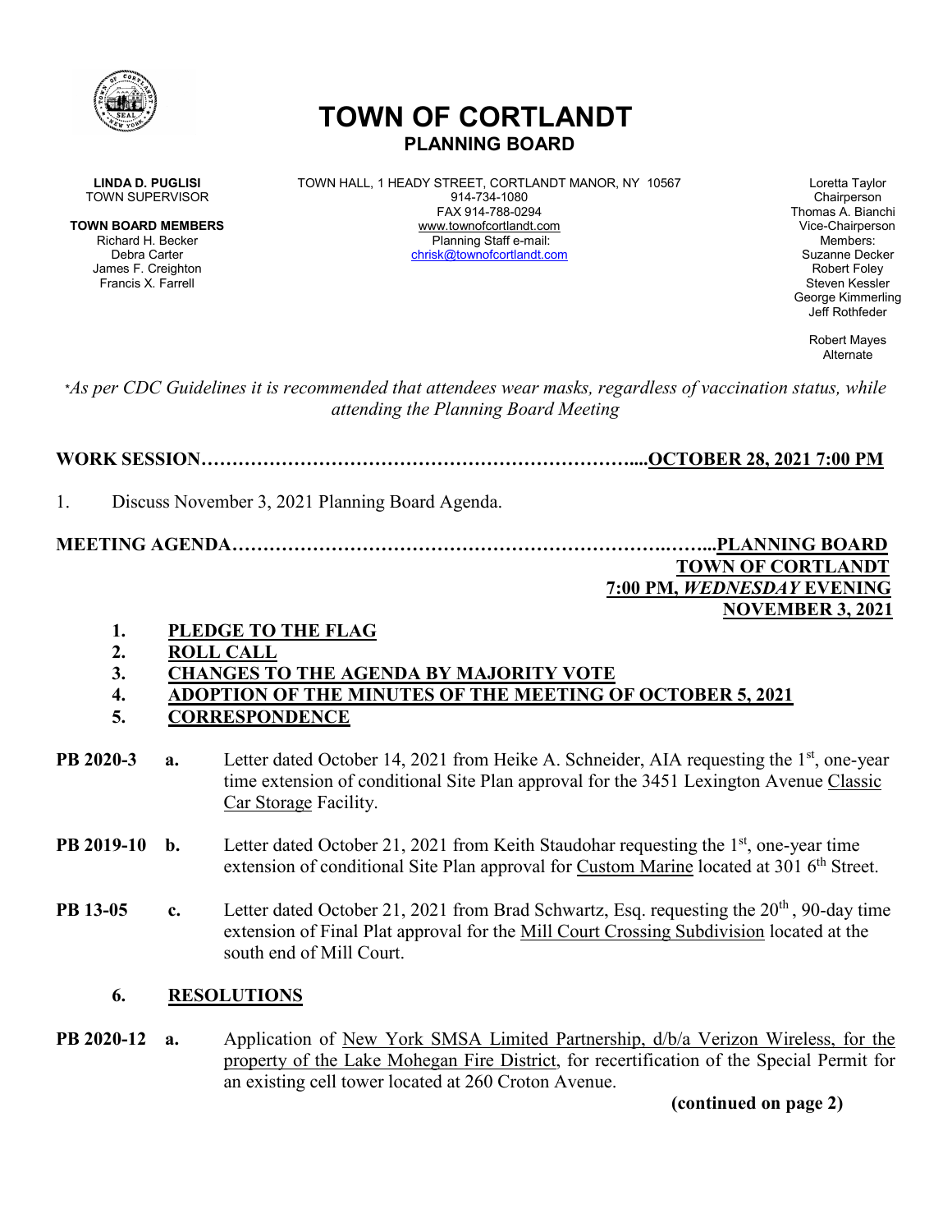# TOWN OF CORTLANDT
## PLANNING BOARD

**LINDA D. PUGLISI**
TOWN SUPERVISOR

**TOWN BOARD MEMBERS**
Richard H. Becker
Debra Carter
James F. Creighton
Francis X. Farrell

TOWN HALL, 1 HEADY STREET, CORTLANDT MANOR, NY 10567
914-734-1080
FAX 914-788-0294
www.townofcortlandt.com
Planning Staff e-mail:
chrisk@townofcortlandt.com

Loretta Taylor
Chairperson
Thomas A. Bianchi
Vice-Chairperson
Members:
Suzanne Decker
Robert Foley
Steven Kessler
George Kimmerling
Jeff Rothfeder

Robert Mayes
Alternate

**As per CDC Guidelines it is recommended that attendees wear masks, regardless of vaccination status, while attending the Planning Board Meeting*

**WORK SESSION……………………………………………………………....OCTOBER 28, 2021 7:00 PM**

1. Discuss November 3, 2021 Planning Board Agenda.

**MEETING AGENDA……………………………………………………….……...PLANNING BOARD**
**TOWN OF CORTLANDT**
**7:00 PM, *WEDNESDAY* EVENING**
**NOVEMBER 3, 2021**

1. **PLEDGE TO THE FLAG**
2. **ROLL CALL**
3. **CHANGES TO THE AGENDA BY MAJORITY VOTE**
4. **ADOPTION OF THE MINUTES OF THE MEETING OF OCTOBER 5, 2021**
5. **CORRESPONDENCE**

**PB 2020-3** **a.** Letter dated October 14, 2021 from Heike A. Schneider, AIA requesting the 1st, one-year time extension of conditional Site Plan approval for the 3451 Lexington Avenue Classic Car Storage Facility.

**PB 2019-10** **b.** Letter dated October 21, 2021 from Keith Staudohar requesting the 1st, one-year time extension of conditional Site Plan approval for Custom Marine located at 301 6th Street.

**PB 13-05** **c.** Letter dated October 21, 2021 from Brad Schwartz, Esq. requesting the 20th, 90-day time extension of Final Plat approval for the Mill Court Crossing Subdivision located at the south end of Mill Court.

6. **RESOLUTIONS**

**PB 2020-12** **a.** Application of New York SMSA Limited Partnership, d/b/a Verizon Wireless, for the property of the Lake Mohegan Fire District, for recertification of the Special Permit for an existing cell tower located at 260 Croton Avenue.

**(continued on page 2)**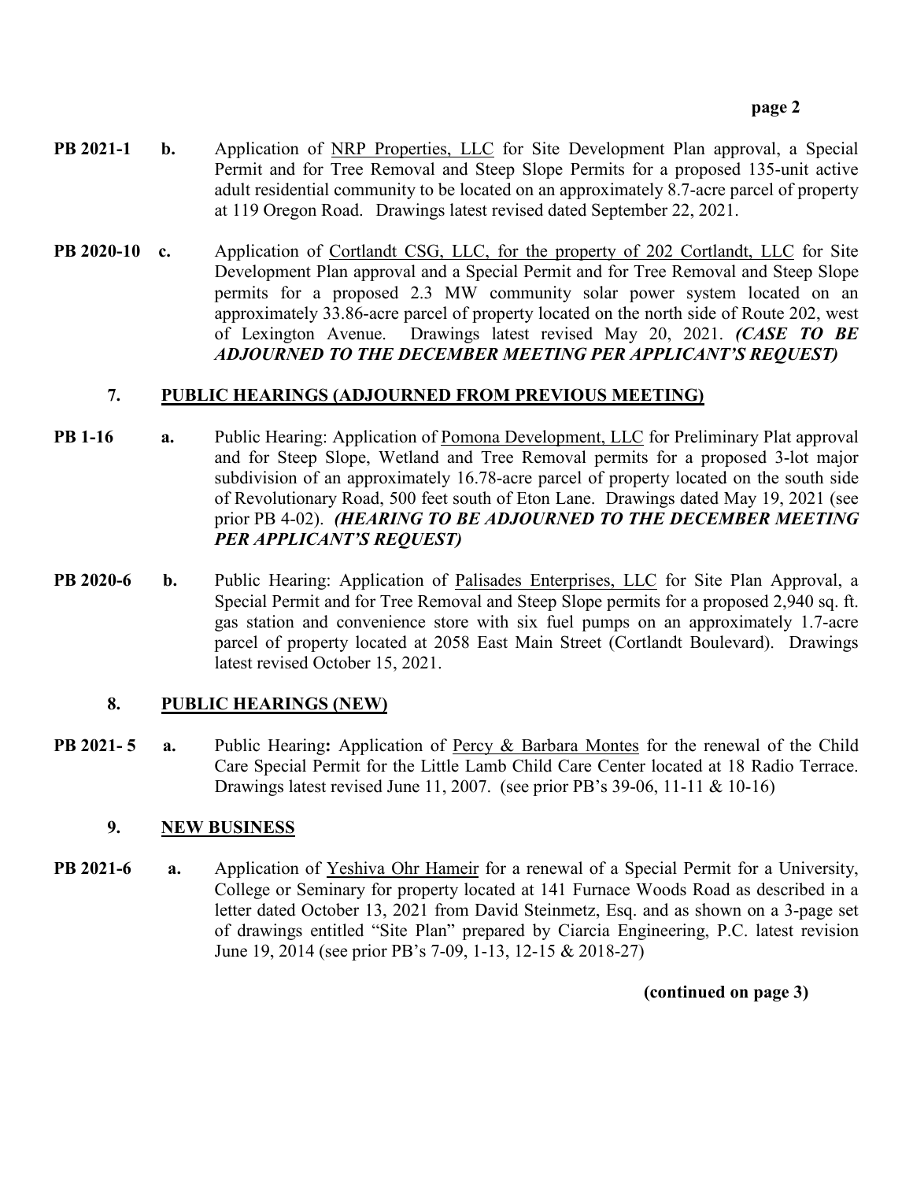**PB 2021-1** **b.** Application of <u>NRP Properties, LLC</u> for Site Development Plan approval, a Special Permit and for Tree Removal and Steep Slope Permits for a proposed 135-unit active adult residential community to be located on an approximately 8.7-acre parcel of property at 119 Oregon Road. Drawings latest revised dated September 22, 2021.

**PB 2020-10** **c.** Application of <u>Cortlandt CSG, LLC, for the property of 202 Cortlandt, LLC</u> for Site Development Plan approval and a Special Permit and for Tree Removal and Steep Slope permits for a proposed 2.3 MW community solar power system located on an approximately 33.86-acre parcel of property located on the north side of Route 202, west of Lexington Avenue. Drawings latest revised May 20, 2021. ***(CASE TO BE ADJOURNED TO THE DECEMBER MEETING PER APPLICANT'S REQUEST)***

## 7. PUBLIC HEARINGS (ADJOURNED FROM PREVIOUS MEETING)

**PB 1-16** **a.** Public Hearing: Application of <u>Pomona Development, LLC</u> for Preliminary Plat approval and for Steep Slope, Wetland and Tree Removal permits for a proposed 3-lot major subdivision of an approximately 16.78-acre parcel of property located on the south side of Revolutionary Road, 500 feet south of Eton Lane. Drawings dated May 19, 2021 (see prior PB 4-02). ***(HEARING TO BE ADJOURNED TO THE DECEMBER MEETING PER APPLICANT'S REQUEST)***

**PB 2020-6** **b.** Public Hearing: Application of <u>Palisades Enterprises, LLC</u> for Site Plan Approval, a Special Permit and for Tree Removal and Steep Slope permits for a proposed 2,940 sq. ft. gas station and convenience store with six fuel pumps on an approximately 1.7-acre parcel of property located at 2058 East Main Street (Cortlandt Boulevard). Drawings latest revised October 15, 2021.

## 8. PUBLIC HEARINGS (NEW)

**PB 2021- 5** **a.** Public Hearing**:** Application of <u>Percy & Barbara Montes</u> for the renewal of the Child Care Special Permit for the Little Lamb Child Care Center located at 18 Radio Terrace. Drawings latest revised June 11, 2007. (see prior PB's 39-06, 11-11 & 10-16)

## 9. NEW BUSINESS

**PB 2021-6** **a.** Application of <u>Yeshiva Ohr Hameir</u> for a renewal of a Special Permit for a University, College or Seminary for property located at 141 Furnace Woods Road as described in a letter dated October 13, 2021 from David Steinmetz, Esq. and as shown on a 3-page set of drawings entitled "Site Plan" prepared by Ciarcia Engineering, P.C. latest revision June 19, 2014 (see prior PB's 7-09, 1-13, 12-15 & 2018-27)

**(continued on page 3)**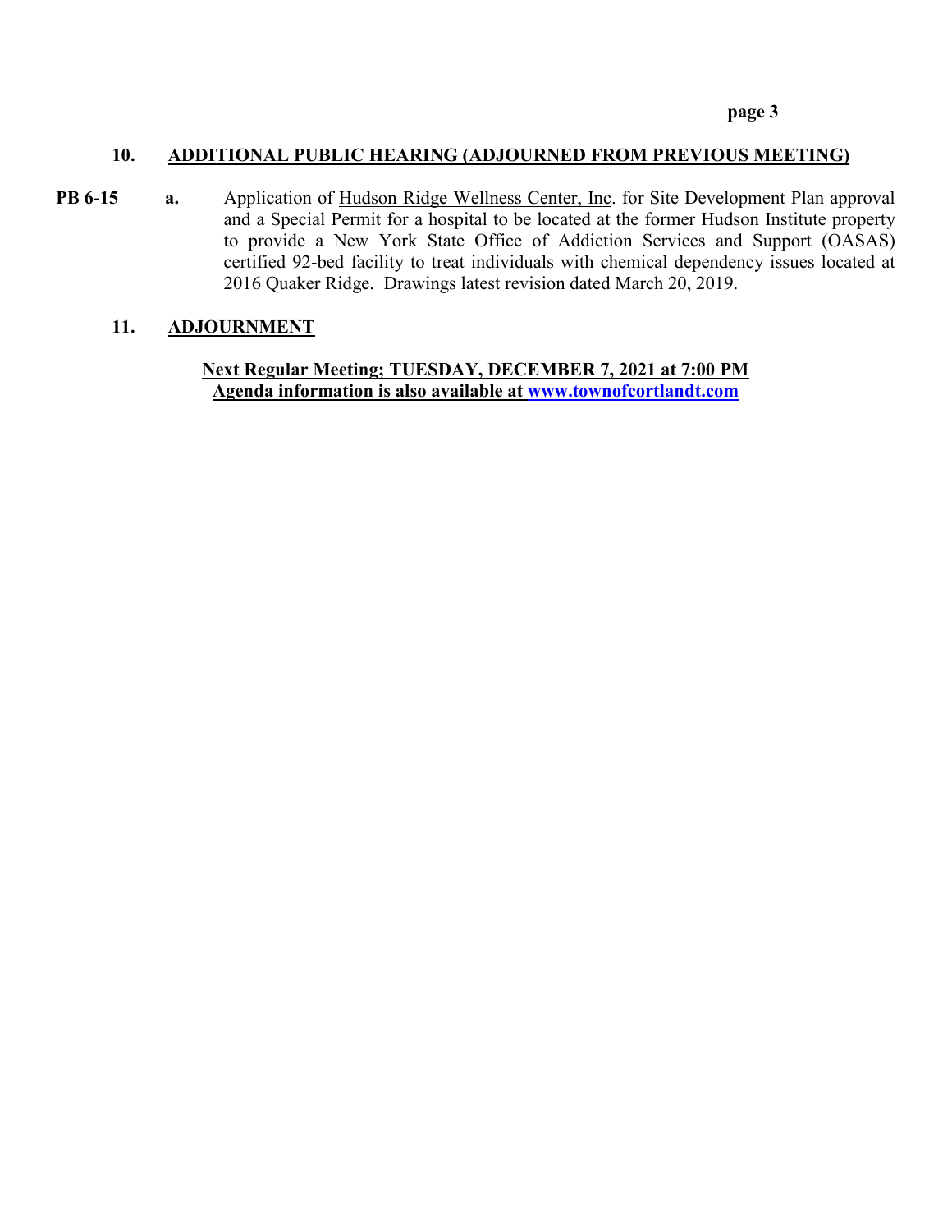## 10. ADDITIONAL PUBLIC HEARING (ADJOURNED FROM PREVIOUS MEETING)

**PB 6-15** **a.** Application of Hudson Ridge Wellness Center, Inc. for Site Development Plan approval and a Special Permit for a hospital to be located at the former Hudson Institute property to provide a New York State Office of Addiction Services and Support (OASAS) certified 92-bed facility to treat individuals with chemical dependency issues located at 2016 Quaker Ridge. Drawings latest revision dated March 20, 2019.

## 11. ADJOURNMENT

**Next Regular Meeting; TUESDAY, DECEMBER 7, 2021 at 7:00 PM**
**Agenda information is also available at www.townofcortlandt.com**